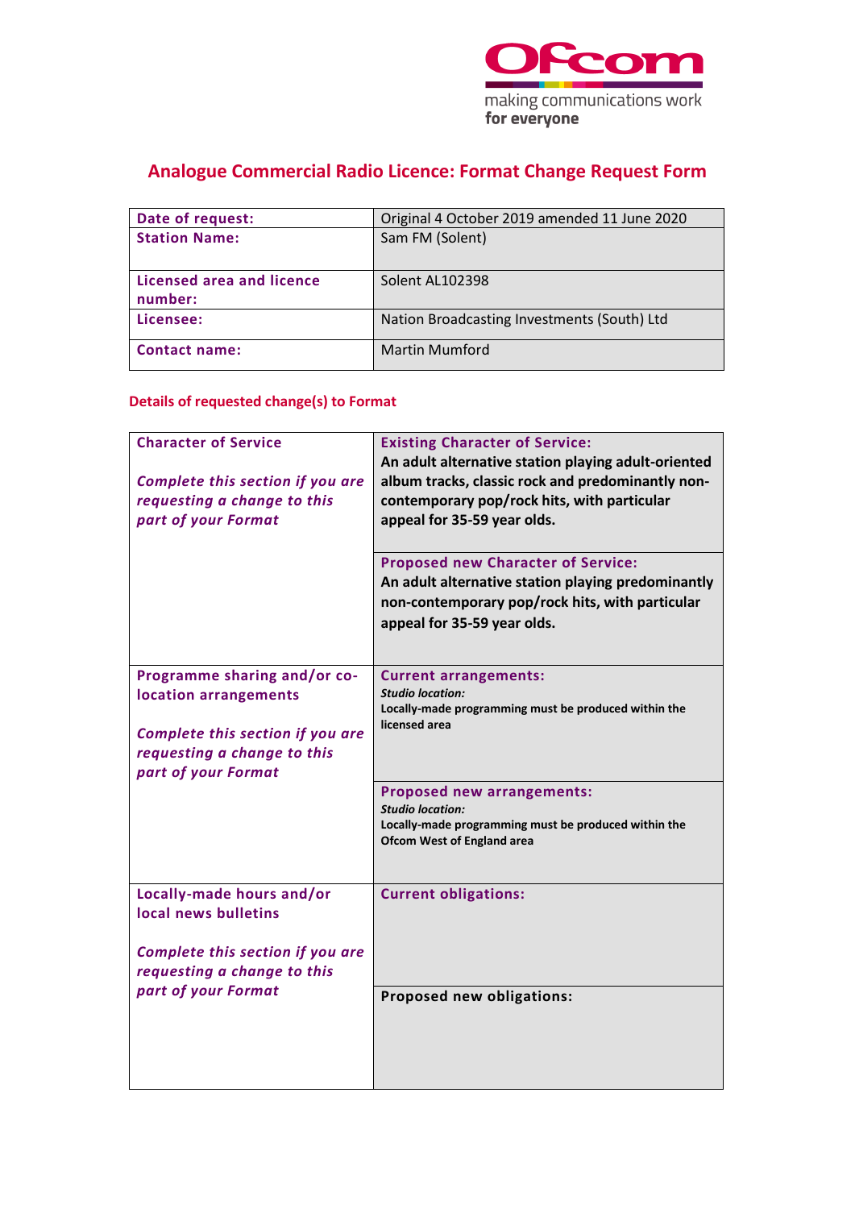Ofcom

making communications work
**for everyone**

# Analogue Commercial Radio Licence: Format Change Request Form

| | |
|---|---|
| **Date of request:** | Original 4 October 2019 amended 11 June 2020 |
| **Station Name:** | Sam FM (Solent) |
| **Licensed area and licence number:** | Solent AL102398 |
| **Licensee:** | Nation Broadcasting Investments (South) Ltd |
| **Contact name:** | Martin Mumford |

## Details of requested change(s) to Format

| | |
|---|---|
| **Character of Service**<br><br>***Complete this section if you are requesting a change to this part of your Format*** | **Existing Character of Service:**<br>**An adult alternative station playing adult-oriented album tracks, classic rock and predominantly non-contemporary pop/rock hits, with particular appeal for 35-59 year olds.** |
| | **Proposed new Character of Service:**<br>**An adult alternative station playing predominantly non-contemporary pop/rock hits, with particular appeal for 35-59 year olds.** |
| **Programme sharing and/or co-location arrangements**<br><br>***Complete this section if you are requesting a change to this part of your Format*** | **Current arrangements:**<br>***Studio location:***<br>**Locally-made programming must be produced within the licensed area** |
| | **Proposed new arrangements:**<br>***Studio location:***<br>**Locally-made programming must be produced within the Ofcom West of England area** |
| **Locally-made hours and/or local news bulletins**<br><br>***Complete this section if you are requesting a change to this part of your Format*** | **Current obligations:** |
| | **Proposed new obligations:** |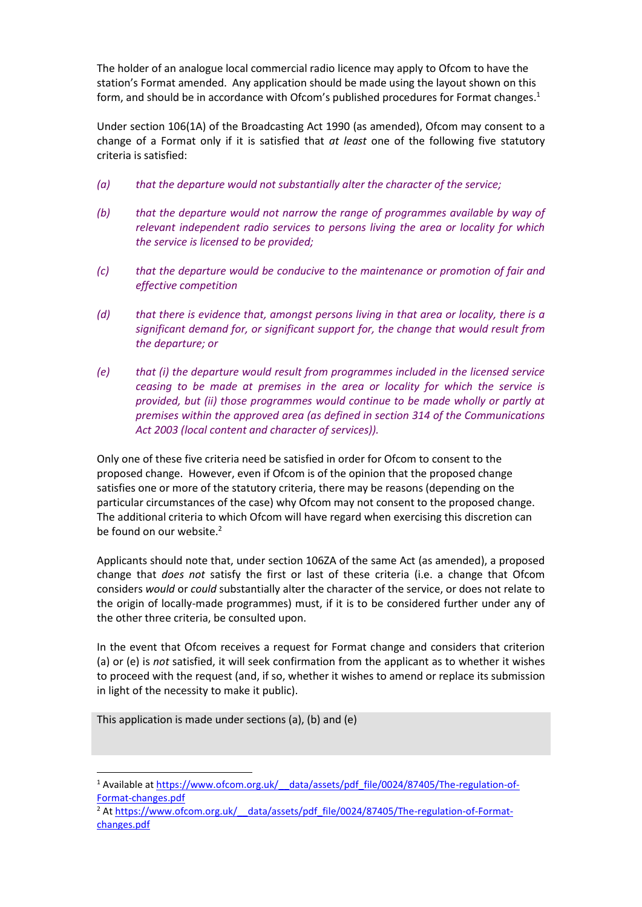The holder of an analogue local commercial radio licence may apply to Ofcom to have the station's Format amended. Any application should be made using the layout shown on this form, and should be in accordance with Ofcom's published procedures for Format changes.[1]

Under section 106(1A) of the Broadcasting Act 1990 (as amended), Ofcom may consent to a change of a Format only if it is satisfied that *at least* one of the following five statutory criteria is satisfied:

*(a) that the departure would not substantially alter the character of the service;*

*(b) that the departure would not narrow the range of programmes available by way of relevant independent radio services to persons living the area or locality for which the service is licensed to be provided;*

*(c) that the departure would be conducive to the maintenance or promotion of fair and effective competition*

*(d) that there is evidence that, amongst persons living in that area or locality, there is a significant demand for, or significant support for, the change that would result from the departure; or*

*(e) that (i) the departure would result from programmes included in the licensed service ceasing to be made at premises in the area or locality for which the service is provided, but (ii) those programmes would continue to be made wholly or partly at premises within the approved area (as defined in section 314 of the Communications Act 2003 (local content and character of services)).*

Only one of these five criteria need be satisfied in order for Ofcom to consent to the proposed change. However, even if Ofcom is of the opinion that the proposed change satisfies one or more of the statutory criteria, there may be reasons (depending on the particular circumstances of the case) why Ofcom may not consent to the proposed change. The additional criteria to which Ofcom will have regard when exercising this discretion can be found on our website.[2]

Applicants should note that, under section 106ZA of the same Act (as amended), a proposed change that *does not* satisfy the first or last of these criteria (i.e. a change that Ofcom considers *would* or *could* substantially alter the character of the service, or does not relate to the origin of locally-made programmes) must, if it is to be considered further under any of the other three criteria, be consulted upon.

In the event that Ofcom receives a request for Format change and considers that criterion (a) or (e) is *not* satisfied, it will seek confirmation from the applicant as to whether it wishes to proceed with the request (and, if so, whether it wishes to amend or replace its submission in light of the necessity to make it public).

This application is made under sections (a), (b) and (e)

---

[1] Available at https://www.ofcom.org.uk/__data/assets/pdf_file/0024/87405/The-regulation-of-Format-changes.pdf

[2] At https://www.ofcom.org.uk/__data/assets/pdf_file/0024/87405/The-regulation-of-Format-changes.pdf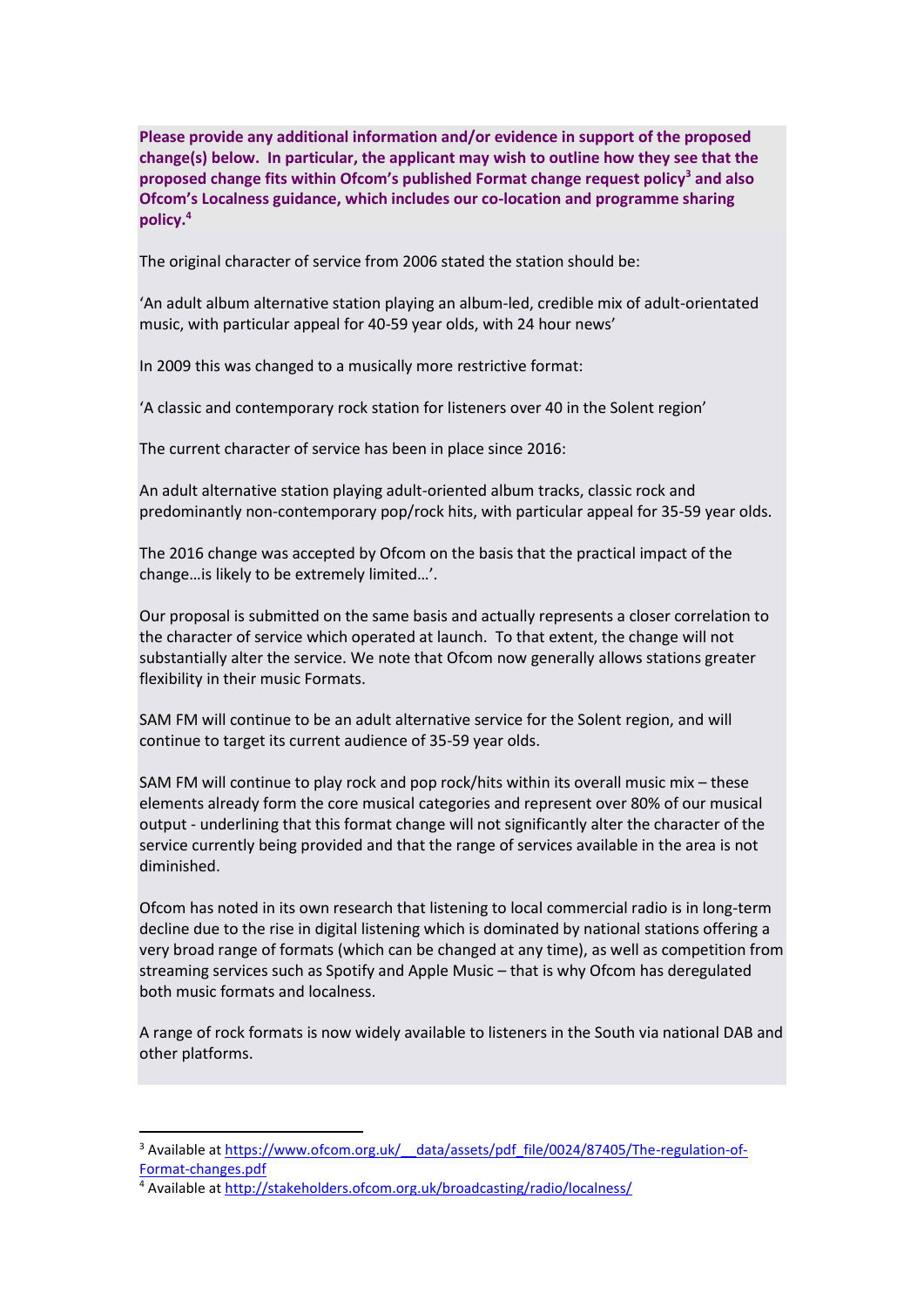**Please provide any additional information and/or evidence in support of the proposed change(s) below. In particular, the applicant may wish to outline how they see that the proposed change fits within Ofcom's published Format change request policy[3] and also Ofcom's Localness guidance, which includes our co-location and programme sharing policy.[4]**

The original character of service from 2006 stated the station should be:

'An adult album alternative station playing an album-led, credible mix of adult-orientated music, with particular appeal for 40-59 year olds, with 24 hour news'

In 2009 this was changed to a musically more restrictive format:

'A classic and contemporary rock station for listeners over 40 in the Solent region'

The current character of service has been in place since 2016:

An adult alternative station playing adult-oriented album tracks, classic rock and predominantly non-contemporary pop/rock hits, with particular appeal for 35-59 year olds.

The 2016 change was accepted by Ofcom on the basis that the practical impact of the change…is likely to be extremely limited…'.

Our proposal is submitted on the same basis and actually represents a closer correlation to the character of service which operated at launch. To that extent, the change will not substantially alter the service. We note that Ofcom now generally allows stations greater flexibility in their music Formats.

SAM FM will continue to be an adult alternative service for the Solent region, and will continue to target its current audience of 35-59 year olds.

SAM FM will continue to play rock and pop rock/hits within its overall music mix – these elements already form the core musical categories and represent over 80% of our musical output - underlining that this format change will not significantly alter the character of the service currently being provided and that the range of services available in the area is not diminished.

Ofcom has noted in its own research that listening to local commercial radio is in long-term decline due to the rise in digital listening which is dominated by national stations offering a very broad range of formats (which can be changed at any time), as well as competition from streaming services such as Spotify and Apple Music – that is why Ofcom has deregulated both music formats and localness.

A range of rock formats is now widely available to listeners in the South via national DAB and other platforms.

[3] Available at https://www.ofcom.org.uk/__data/assets/pdf_file/0024/87405/The-regulation-of-Format-changes.pdf

[4] Available at http://stakeholders.ofcom.org.uk/broadcasting/radio/localness/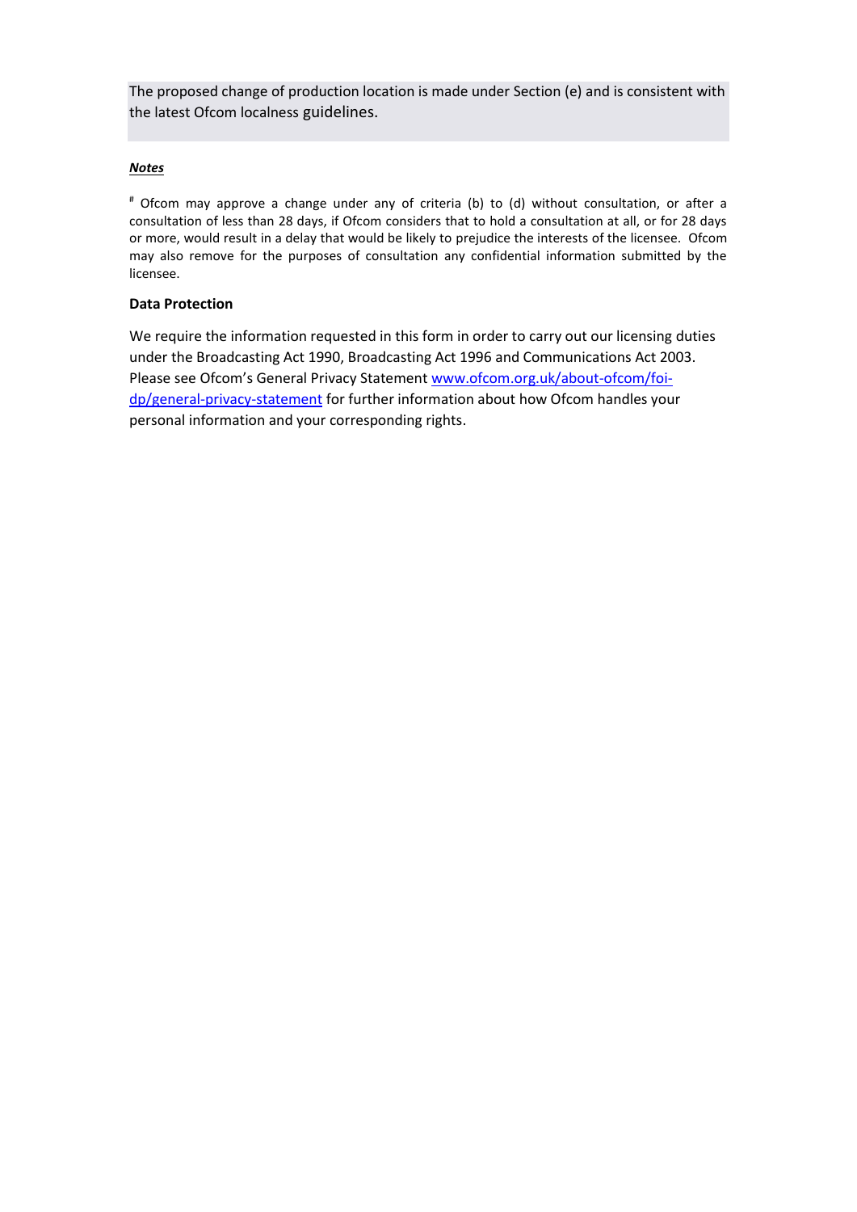The proposed change of production location is made under Section (e) and is consistent with the latest Ofcom localness guidelines.

***Notes***

[#] Ofcom may approve a change under any of criteria (b) to (d) without consultation, or after a consultation of less than 28 days, if Ofcom considers that to hold a consultation at all, or for 28 days or more, would result in a delay that would be likely to prejudice the interests of the licensee. Ofcom may also remove for the purposes of consultation any confidential information submitted by the licensee.

**Data Protection**

We require the information requested in this form in order to carry out our licensing duties under the Broadcasting Act 1990, Broadcasting Act 1996 and Communications Act 2003. Please see Ofcom's General Privacy Statement www.ofcom.org.uk/about-ofcom/foi-dp/general-privacy-statement for further information about how Ofcom handles your personal information and your corresponding rights.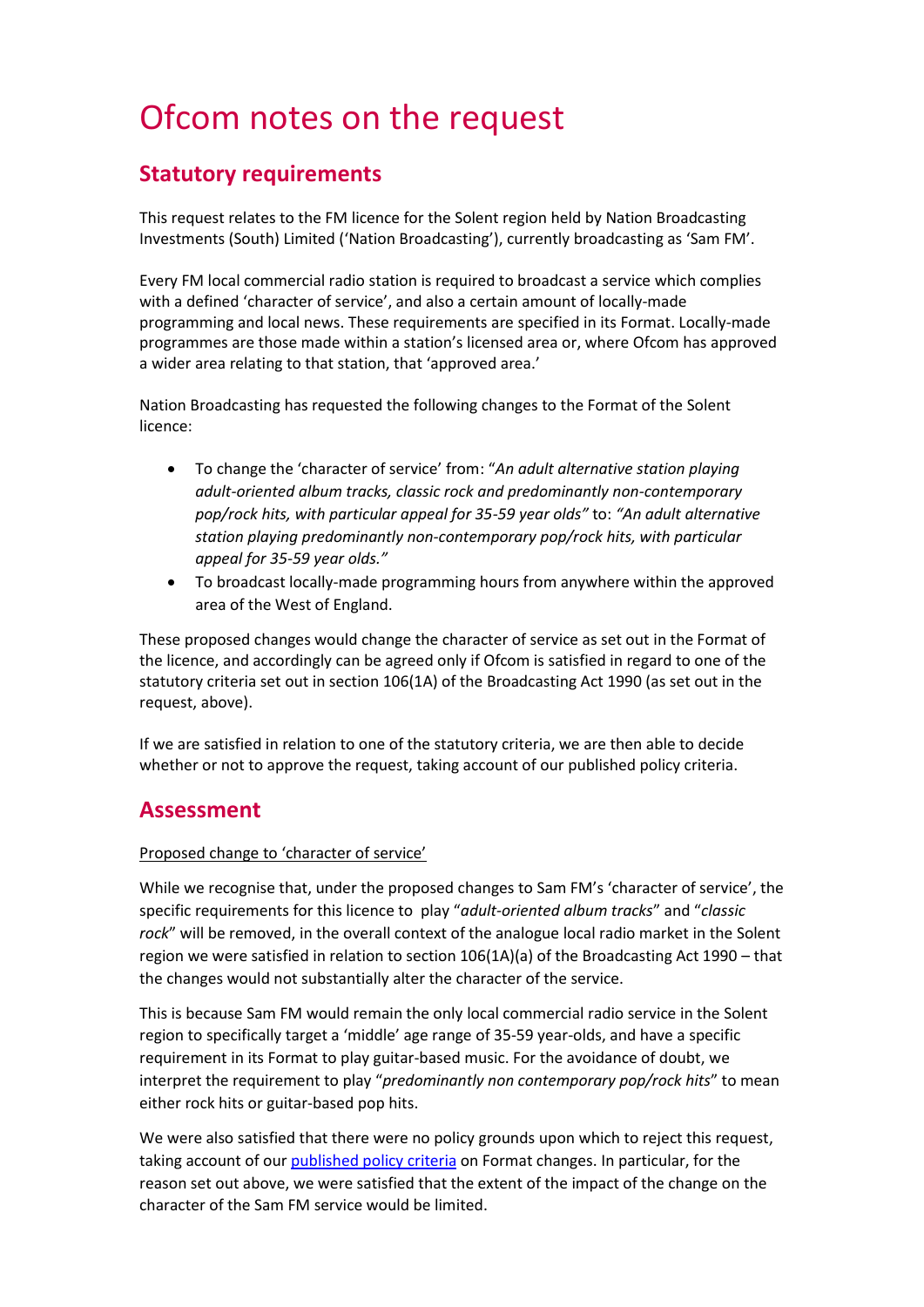# Ofcom notes on the request

## Statutory requirements

This request relates to the FM licence for the Solent region held by Nation Broadcasting Investments (South) Limited ('Nation Broadcasting'), currently broadcasting as 'Sam FM'.

Every FM local commercial radio station is required to broadcast a service which complies with a defined 'character of service', and also a certain amount of locally-made programming and local news. These requirements are specified in its Format. Locally-made programmes are those made within a station's licensed area or, where Ofcom has approved a wider area relating to that station, that 'approved area.'

Nation Broadcasting has requested the following changes to the Format of the Solent licence:

- To change the 'character of service' from: "*An adult alternative station playing adult-oriented album tracks, classic rock and predominantly non-contemporary pop/rock hits, with particular appeal for 35-59 year olds*" to: *"An adult alternative station playing predominantly non-contemporary pop/rock hits, with particular appeal for 35-59 year olds."*
- To broadcast locally-made programming hours from anywhere within the approved area of the West of England.

These proposed changes would change the character of service as set out in the Format of the licence, and accordingly can be agreed only if Ofcom is satisfied in regard to one of the statutory criteria set out in section 106(1A) of the Broadcasting Act 1990 (as set out in the request, above).

If we are satisfied in relation to one of the statutory criteria, we are then able to decide whether or not to approve the request, taking account of our published policy criteria.

## Assessment

Proposed change to 'character of service'

While we recognise that, under the proposed changes to Sam FM's 'character of service', the specific requirements for this licence to play "*adult-oriented album tracks*" and "*classic rock*" will be removed, in the overall context of the analogue local radio market in the Solent region we were satisfied in relation to section 106(1A)(a) of the Broadcasting Act 1990 – that the changes would not substantially alter the character of the service.

This is because Sam FM would remain the only local commercial radio service in the Solent region to specifically target a 'middle' age range of 35-59 year-olds, and have a specific requirement in its Format to play guitar-based music. For the avoidance of doubt, we interpret the requirement to play "*predominantly non contemporary pop/rock hits*" to mean either rock hits or guitar-based pop hits.

We were also satisfied that there were no policy grounds upon which to reject this request, taking account of our published policy criteria on Format changes. In particular, for the reason set out above, we were satisfied that the extent of the impact of the change on the character of the Sam FM service would be limited.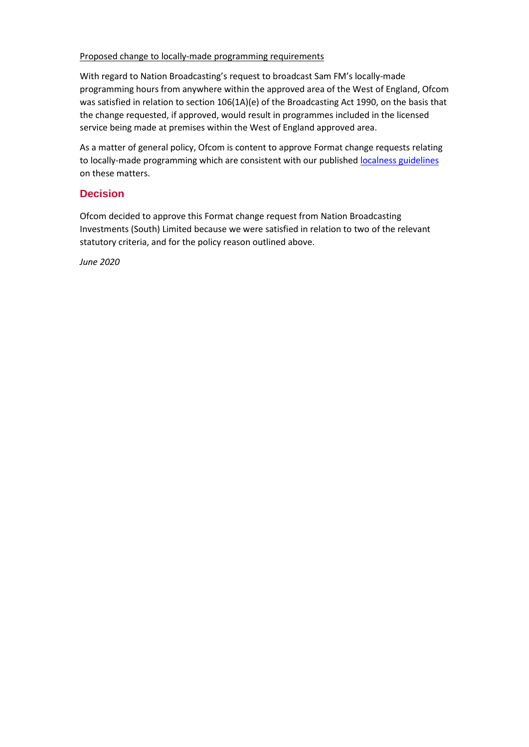Proposed change to locally-made programming requirements

With regard to Nation Broadcasting's request to broadcast Sam FM's locally-made programming hours from anywhere within the approved area of the West of England, Ofcom was satisfied in relation to section 106(1A)(e) of the Broadcasting Act 1990, on the basis that the change requested, if approved, would result in programmes included in the licensed service being made at premises within the West of England approved area.

As a matter of general policy, Ofcom is content to approve Format change requests relating to locally-made programming which are consistent with our published localness guidelines on these matters.

## Decision

Ofcom decided to approve this Format change request from Nation Broadcasting Investments (South) Limited because we were satisfied in relation to two of the relevant statutory criteria, and for the policy reason outlined above.

*June 2020*